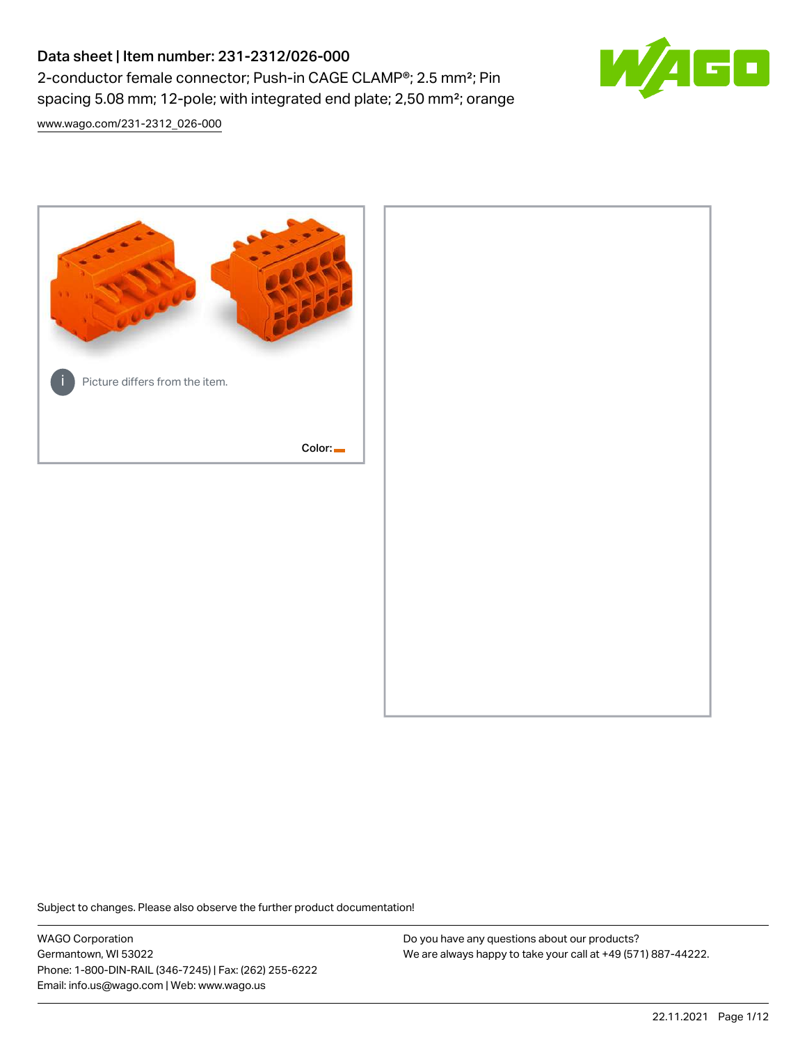# Data sheet | Item number: 231-2312/026-000

2-conductor female connector; Push-in CAGE CLAMP®; 2.5 mm²; Pin spacing 5.08 mm; 12-pole; with integrated end plate; 2,50 mm²; orange

www.wago.com/231-2312_026-000

Picture differs from the item.

Color:

Subject to changes. Please also observe the further product documentation!

WAGO Corporation
Germantown, WI 53022
Phone: 1-800-DIN-RAIL (346-7245) | Fax: (262) 255-6222
Email: info.us@wago.com | Web: www.wago.us

Do you have any questions about our products?
We are always happy to take your call at +49 (571) 887-44222.

22.11.2021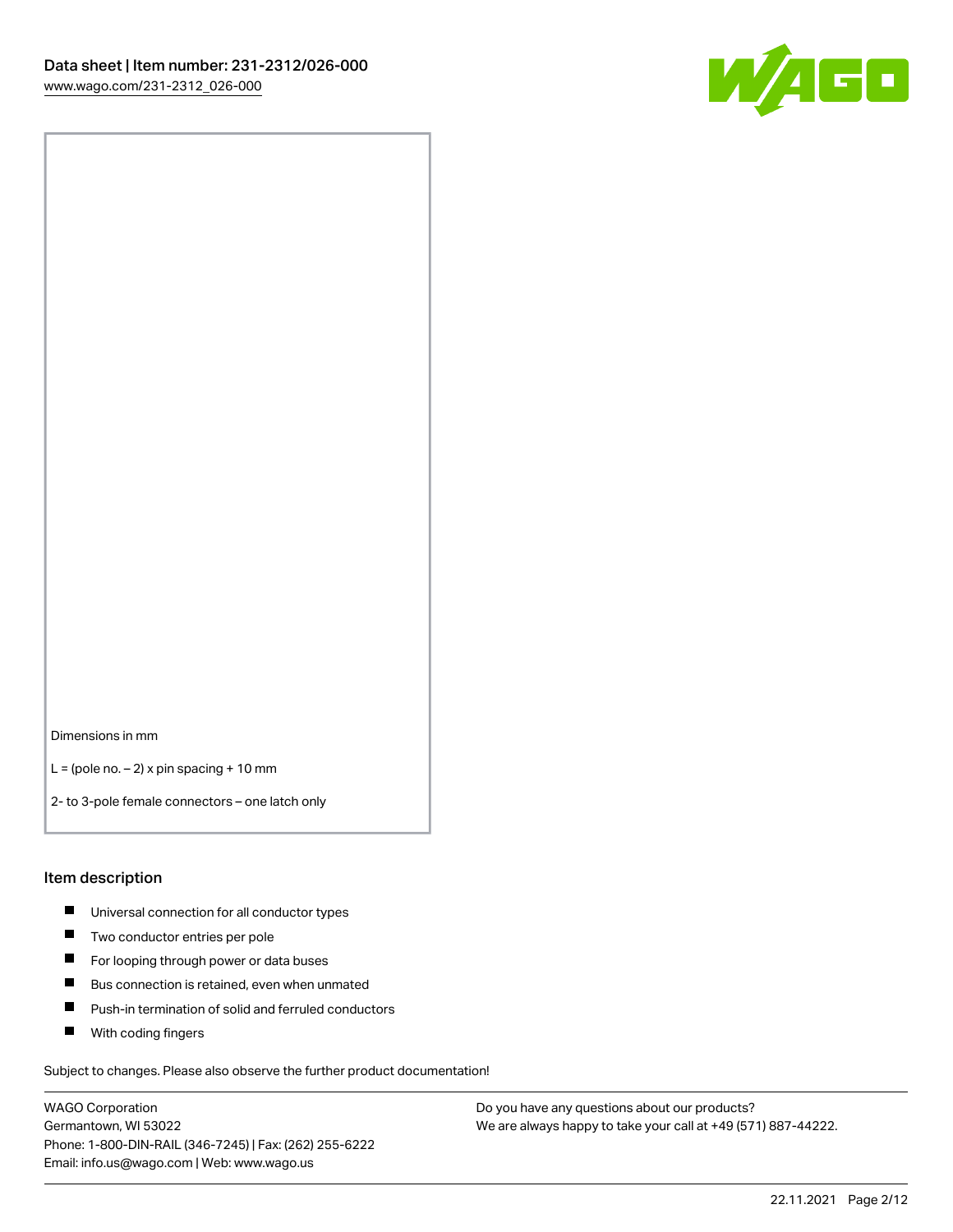Dimensions in mm

L = (pole no. − 2) x pin spacing + 10 mm

2- to 3-pole female connectors – one latch only

## Item description

- Universal connection for all conductor types
- Two conductor entries per pole
- For looping through power or data buses
- Bus connection is retained, even when unmated
- Push-in termination of solid and ferruled conductors
- With coding fingers

Subject to changes. Please also observe the further product documentation!

WAGO Corporation
Germantown, WI 53022
Phone: 1-800-DIN-RAIL (346-7245) | Fax: (262) 255-6222
Email: info.us@wago.com | Web: www.wago.us

Do you have any questions about our products?
We are always happy to take your call at +49 (571) 887-44222.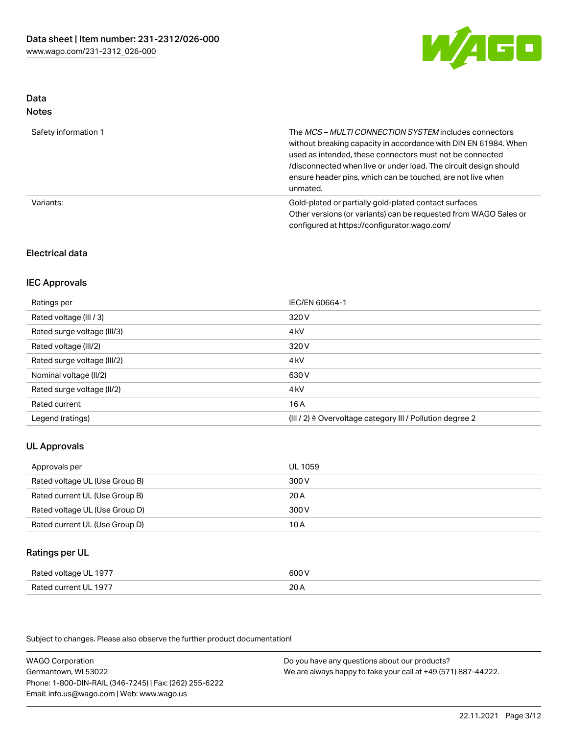## Data

### Notes

| | |
|---|---|
| Safety information 1 | The *MCS – MULTI CONNECTION SYSTEM* includes connectors without breaking capacity in accordance with DIN EN 61984. When used as intended, these connectors must not be connected /disconnected when live or under load. The circuit design should ensure header pins, which can be touched, are not live when unmated. |
| Variants: | Gold-plated or partially gold-plated contact surfaces Other versions (or variants) can be requested from WAGO Sales or configured at https://configurator.wago.com/ |

## Electrical data

### IEC Approvals

| | |
|---|---|
| Ratings per | IEC/EN 60664-1 |
| Rated voltage (III / 3) | 320 V |
| Rated surge voltage (III/3) | 4 kV |
| Rated voltage (III/2) | 320 V |
| Rated surge voltage (III/2) | 4 kV |
| Nominal voltage (II/2) | 630 V |
| Rated surge voltage (II/2) | 4 kV |
| Rated current | 16 A |
| Legend (ratings) | (III / 2) ≙ Overvoltage category III / Pollution degree 2 |

### UL Approvals

| | |
|---|---|
| Approvals per | UL 1059 |
| Rated voltage UL (Use Group B) | 300 V |
| Rated current UL (Use Group B) | 20 A |
| Rated voltage UL (Use Group D) | 300 V |
| Rated current UL (Use Group D) | 10 A |

### Ratings per UL

| | |
|---|---|
| Rated voltage UL 1977 | 600 V |
| Rated current UL 1977 | 20 A |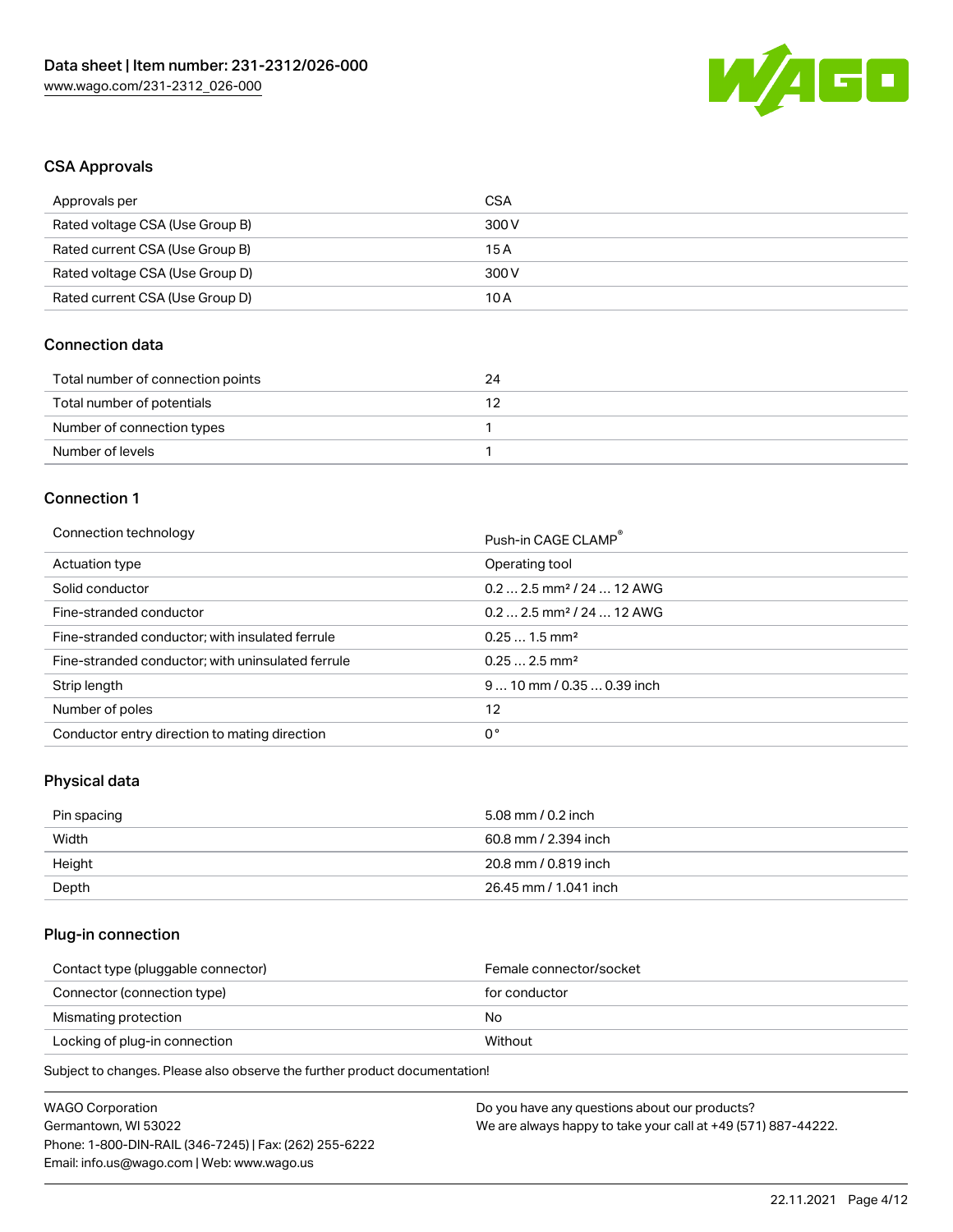## CSA Approvals

| Approvals per | CSA |
| --- | --- |
| Rated voltage CSA (Use Group B) | 300 V |
| Rated current CSA (Use Group B) | 15 A |
| Rated voltage CSA (Use Group D) | 300 V |
| Rated current CSA (Use Group D) | 10 A |

## Connection data

| Total number of connection points | 24 |
| --- | --- |
| Total number of potentials | 12 |
| Number of connection types | 1 |
| Number of levels | 1 |

## Connection 1

| Connection technology | Push-in CAGE CLAMP® |
| --- | --- |
| Actuation type | Operating tool |
| Solid conductor | 0.2 … 2.5 mm² / 24 … 12 AWG |
| Fine-stranded conductor | 0.2 … 2.5 mm² / 24 … 12 AWG |
| Fine-stranded conductor; with insulated ferrule | 0.25 … 1.5 mm² |
| Fine-stranded conductor; with uninsulated ferrule | 0.25 … 2.5 mm² |
| Strip length | 9 … 10 mm / 0.35 … 0.39 inch |
| Number of poles | 12 |
| Conductor entry direction to mating direction | 0° |

## Physical data

| Pin spacing | 5.08 mm / 0.2 inch |
| --- | --- |
| Width | 60.8 mm / 2.394 inch |
| Height | 20.8 mm / 0.819 inch |
| Depth | 26.45 mm / 1.041 inch |

## Plug-in connection

| Contact type (pluggable connector) | Female connector/socket |
| --- | --- |
| Connector (connection type) | for conductor |
| Mismating protection | No |
| Locking of plug-in connection | Without |

Subject to changes. Please also observe the further product documentation!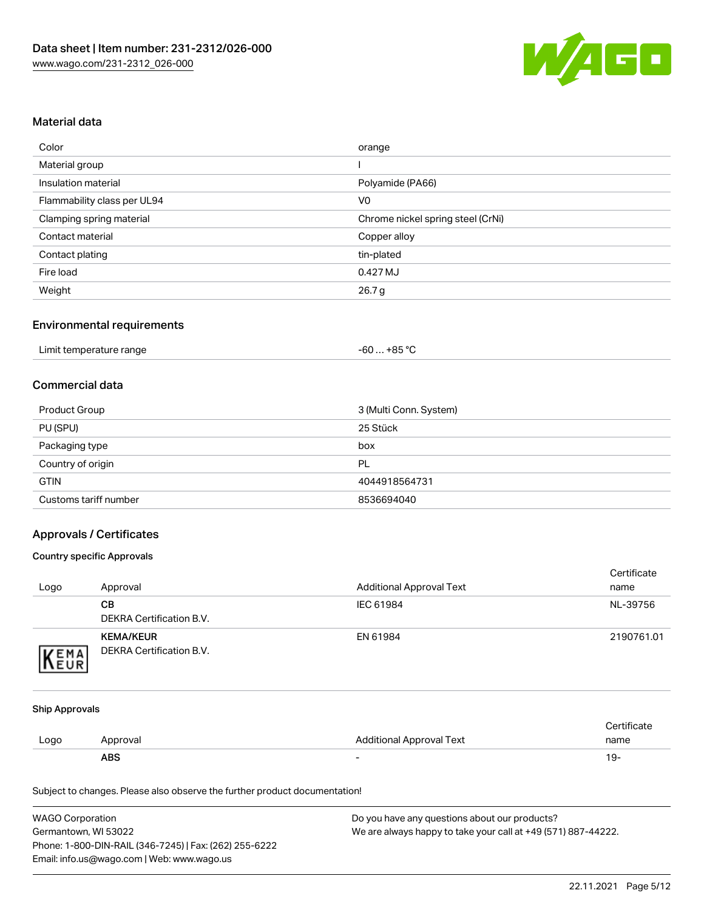## Material data

| | |
|---|---|
| Color | orange |
| Material group | I |
| Insulation material | Polyamide (PA66) |
| Flammability class per UL94 | V0 |
| Clamping spring material | Chrome nickel spring steel (CrNi) |
| Contact material | Copper alloy |
| Contact plating | tin-plated |
| Fire load | 0.427 MJ |
| Weight | 26.7 g |

## Environmental requirements

| | |
|---|---|
| Limit temperature range | -60 … +85 °C |

## Commercial data

| | |
|---|---|
| Product Group | 3 (Multi Conn. System) |
| PU (SPU) | 25 Stück |
| Packaging type | box |
| Country of origin | PL |
| GTIN | 4044918564731 |
| Customs tariff number | 8536694040 |

## Approvals / Certificates

### Country specific Approvals

| Logo | Approval | Additional Approval Text | Certificate name |
|---|---|---|---|
| | **CB** DEKRA Certification B.V. | IEC 61984 | NL-39756 |
| | **KEMA/KEUR** DEKRA Certification B.V. | EN 61984 | 2190761.01 |

### Ship Approvals

| Logo | Approval | Additional Approval Text | Certificate name |
|---|---|---|---|
| | **ABS** | - | 19- |

Subject to changes. Please also observe the further product documentation!

WAGO Corporation
Germantown, WI 53022
Phone: 1-800-DIN-RAIL (346-7245) | Fax: (262) 255-6222
Email: info.us@wago.com | Web: www.wago.us

Do you have any questions about our products?
We are always happy to take your call at +49 (571) 887-44222.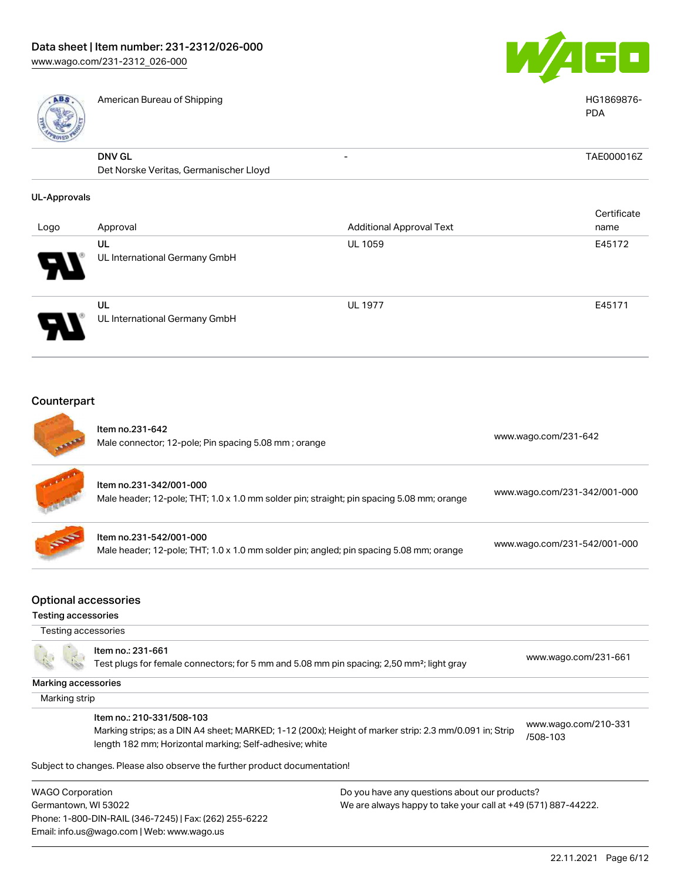| Logo | Approval | Additional Approval Text | Certificate name |
|---|---|---|---|
| | American Bureau of Shipping | | HG1869876-PDA |
| | DNV GL<br>Det Norske Veritas, Germanischer Lloyd | - | TAE000016Z |

**UL-Approvals**

| Logo | Approval | Additional Approval Text | Certificate name |
|---|---|---|---|
| | UL<br>UL International Germany GmbH | UL 1059 | E45172 |
| | UL<br>UL International Germany GmbH | UL 1977 | E45171 |

## Counterpart

| Item | Link |
|---|---|
| Item no.231-642<br>Male connector; 12-pole; Pin spacing 5.08 mm ; orange | www.wago.com/231-642 |
| Item no.231-342/001-000<br>Male header; 12-pole; THT; 1.0 x 1.0 mm solder pin; straight; pin spacing 5.08 mm; orange | www.wago.com/231-342/001-000 |
| Item no.231-542/001-000<br>Male header; 12-pole; THT; 1.0 x 1.0 mm solder pin; angled; pin spacing 5.08 mm; orange | www.wago.com/231-542/001-000 |

## Optional accessories

### Testing accessories

Testing accessories

| Item | Link |
|---|---|
| Item no.: 231-661<br>Test plugs for female connectors; for 5 mm and 5.08 mm pin spacing; 2,50 mm²; light gray | www.wago.com/231-661 |

### Marking accessories

Marking strip

| Item | Link |
|---|---|
| Item no.: 210-331/508-103<br>Marking strips; as a DIN A4 sheet; MARKED; 1-12 (200x); Height of marker strip: 2.3 mm/0.091 in; Strip length 182 mm; Horizontal marking; Self-adhesive; white | www.wago.com/210-331/508-103 |

Subject to changes. Please also observe the further product documentation!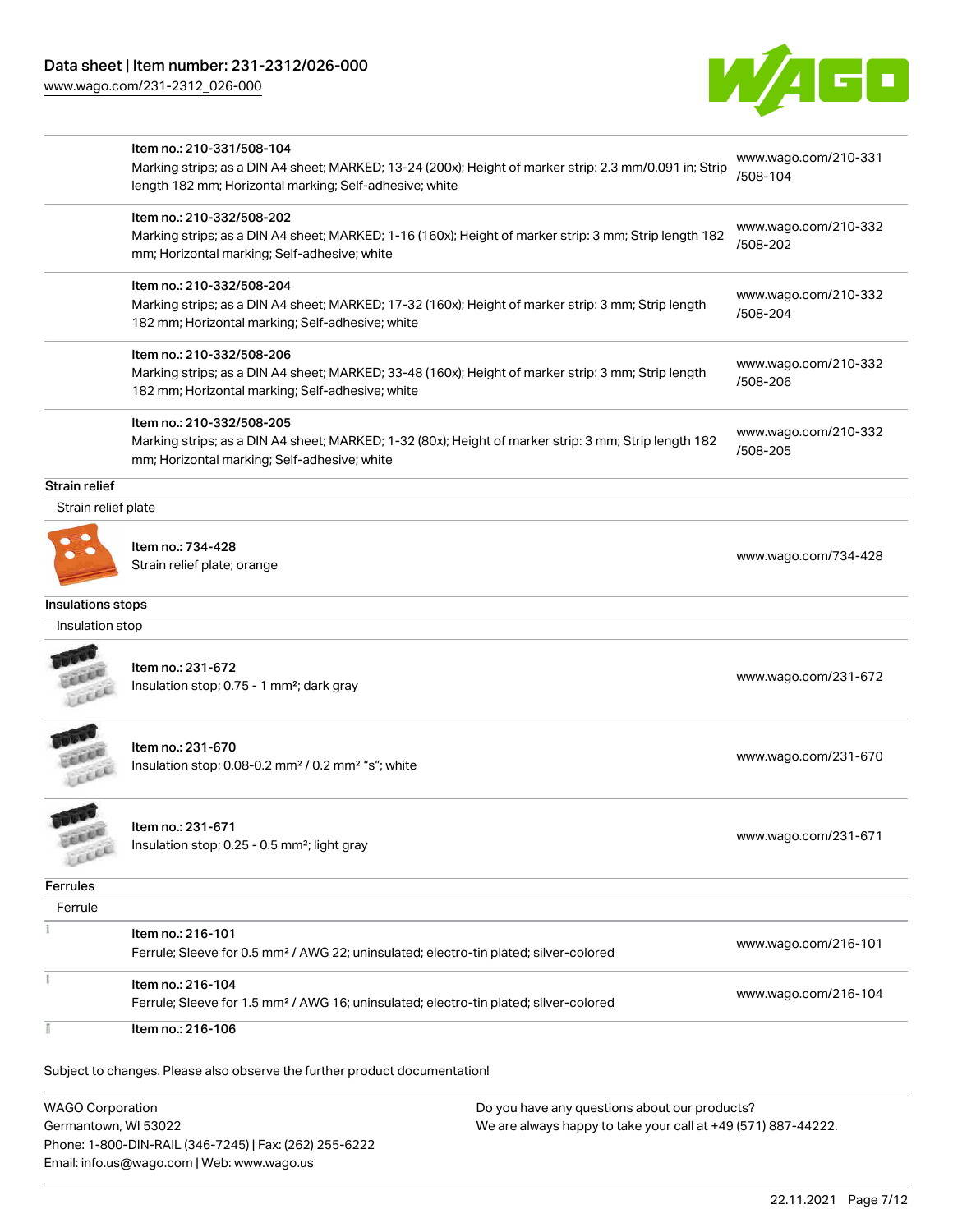| | | |
|---|---|---|
| | Item no.: 210-331/508-104<br>Marking strips; as a DIN A4 sheet; MARKED; 13-24 (200x); Height of marker strip: 2.3 mm/0.091 in; Strip length 182 mm; Horizontal marking; Self-adhesive; white | www.wago.com/210-331/508-104 |
| | Item no.: 210-332/508-202<br>Marking strips; as a DIN A4 sheet; MARKED; 1-16 (160x); Height of marker strip: 3 mm; Strip length 182 mm; Horizontal marking; Self-adhesive; white | www.wago.com/210-332/508-202 |
| | Item no.: 210-332/508-204<br>Marking strips; as a DIN A4 sheet; MARKED; 17-32 (160x); Height of marker strip: 3 mm; Strip length 182 mm; Horizontal marking; Self-adhesive; white | www.wago.com/210-332/508-204 |
| | Item no.: 210-332/508-206<br>Marking strips; as a DIN A4 sheet; MARKED; 33-48 (160x); Height of marker strip: 3 mm; Strip length 182 mm; Horizontal marking; Self-adhesive; white | www.wago.com/210-332/508-206 |
| | Item no.: 210-332/508-205<br>Marking strips; as a DIN A4 sheet; MARKED; 1-32 (80x); Height of marker strip: 3 mm; Strip length 182 mm; Horizontal marking; Self-adhesive; white | www.wago.com/210-332/508-205 |

**Strain relief**

Strain relief plate

| | | |
|---|---|---|
| | Item no.: 734-428<br>Strain relief plate; orange | www.wago.com/734-428 |

**Insulations stops**

Insulation stop

| | | |
|---|---|---|
| | Item no.: 231-672<br>Insulation stop; 0.75 - 1 mm²; dark gray | www.wago.com/231-672 |
| | Item no.: 231-670<br>Insulation stop; 0.08-0.2 mm² / 0.2 mm² "s"; white | www.wago.com/231-670 |
| | Item no.: 231-671<br>Insulation stop; 0.25 - 0.5 mm²; light gray | www.wago.com/231-671 |

**Ferrules**

Ferrule

| | | |
|---|---|---|
| | Item no.: 216-101<br>Ferrule; Sleeve for 0.5 mm² / AWG 22; uninsulated; electro-tin plated; silver-colored | www.wago.com/216-101 |
| | Item no.: 216-104<br>Ferrule; Sleeve for 1.5 mm² / AWG 16; uninsulated; electro-tin plated; silver-colored | www.wago.com/216-104 |
| | Item no.: 216-106 | |

Subject to changes. Please also observe the further product documentation!

WAGO Corporation
Germantown, WI 53022
Phone: 1-800-DIN-RAIL (346-7245) | Fax: (262) 255-6222
Email: info.us@wago.com | Web: www.wago.us

Do you have any questions about our products?
We are always happy to take your call at +49 (571) 887-44222.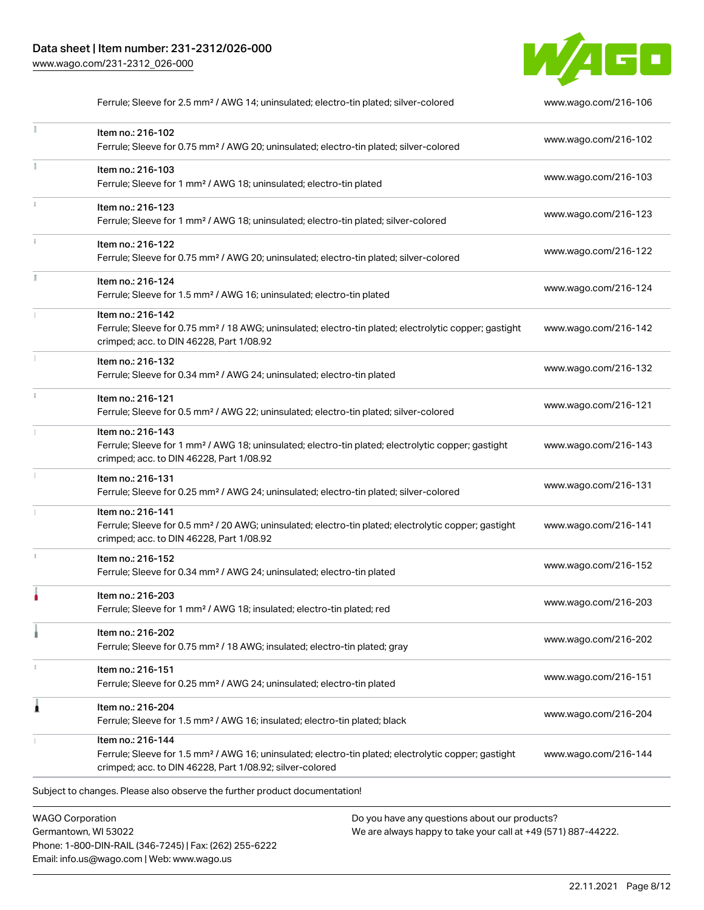| | | |
|---|---|---|
| | Ferrule; Sleeve for 2.5 mm² / AWG 14; uninsulated; electro-tin plated; silver-colored | www.wago.com/216-106 |
| | Item no.: 216-102<br>Ferrule; Sleeve for 0.75 mm² / AWG 20; uninsulated; electro-tin plated; silver-colored | www.wago.com/216-102 |
| | Item no.: 216-103<br>Ferrule; Sleeve for 1 mm² / AWG 18; uninsulated; electro-tin plated | www.wago.com/216-103 |
| | Item no.: 216-123<br>Ferrule; Sleeve for 1 mm² / AWG 18; uninsulated; electro-tin plated; silver-colored | www.wago.com/216-123 |
| | Item no.: 216-122<br>Ferrule; Sleeve for 0.75 mm² / AWG 20; uninsulated; electro-tin plated; silver-colored | www.wago.com/216-122 |
| | Item no.: 216-124<br>Ferrule; Sleeve for 1.5 mm² / AWG 16; uninsulated; electro-tin plated | www.wago.com/216-124 |
| | Item no.: 216-142<br>Ferrule; Sleeve for 0.75 mm² / 18 AWG; uninsulated; electro-tin plated; electrolytic copper; gastight crimped; acc. to DIN 46228, Part 1/08.92 | www.wago.com/216-142 |
| | Item no.: 216-132<br>Ferrule; Sleeve for 0.34 mm² / AWG 24; uninsulated; electro-tin plated | www.wago.com/216-132 |
| | Item no.: 216-121<br>Ferrule; Sleeve for 0.5 mm² / AWG 22; uninsulated; electro-tin plated; silver-colored | www.wago.com/216-121 |
| | Item no.: 216-143<br>Ferrule; Sleeve for 1 mm² / AWG 18; uninsulated; electro-tin plated; electrolytic copper; gastight crimped; acc. to DIN 46228, Part 1/08.92 | www.wago.com/216-143 |
| | Item no.: 216-131<br>Ferrule; Sleeve for 0.25 mm² / AWG 24; uninsulated; electro-tin plated; silver-colored | www.wago.com/216-131 |
| | Item no.: 216-141<br>Ferrule; Sleeve for 0.5 mm² / 20 AWG; uninsulated; electro-tin plated; electrolytic copper; gastight crimped; acc. to DIN 46228, Part 1/08.92 | www.wago.com/216-141 |
| | Item no.: 216-152<br>Ferrule; Sleeve for 0.34 mm² / AWG 24; uninsulated; electro-tin plated | www.wago.com/216-152 |
| | Item no.: 216-203<br>Ferrule; Sleeve for 1 mm² / AWG 18; insulated; electro-tin plated; red | www.wago.com/216-203 |
| | Item no.: 216-202<br>Ferrule; Sleeve for 0.75 mm² / 18 AWG; insulated; electro-tin plated; gray | www.wago.com/216-202 |
| | Item no.: 216-151<br>Ferrule; Sleeve for 0.25 mm² / AWG 24; uninsulated; electro-tin plated | www.wago.com/216-151 |
| | Item no.: 216-204<br>Ferrule; Sleeve for 1.5 mm² / AWG 16; insulated; electro-tin plated; black | www.wago.com/216-204 |
| | Item no.: 216-144<br>Ferrule; Sleeve for 1.5 mm² / AWG 16; uninsulated; electro-tin plated; electrolytic copper; gastight crimped; acc. to DIN 46228, Part 1/08.92; silver-colored | www.wago.com/216-144 |

Subject to changes. Please also observe the further product documentation!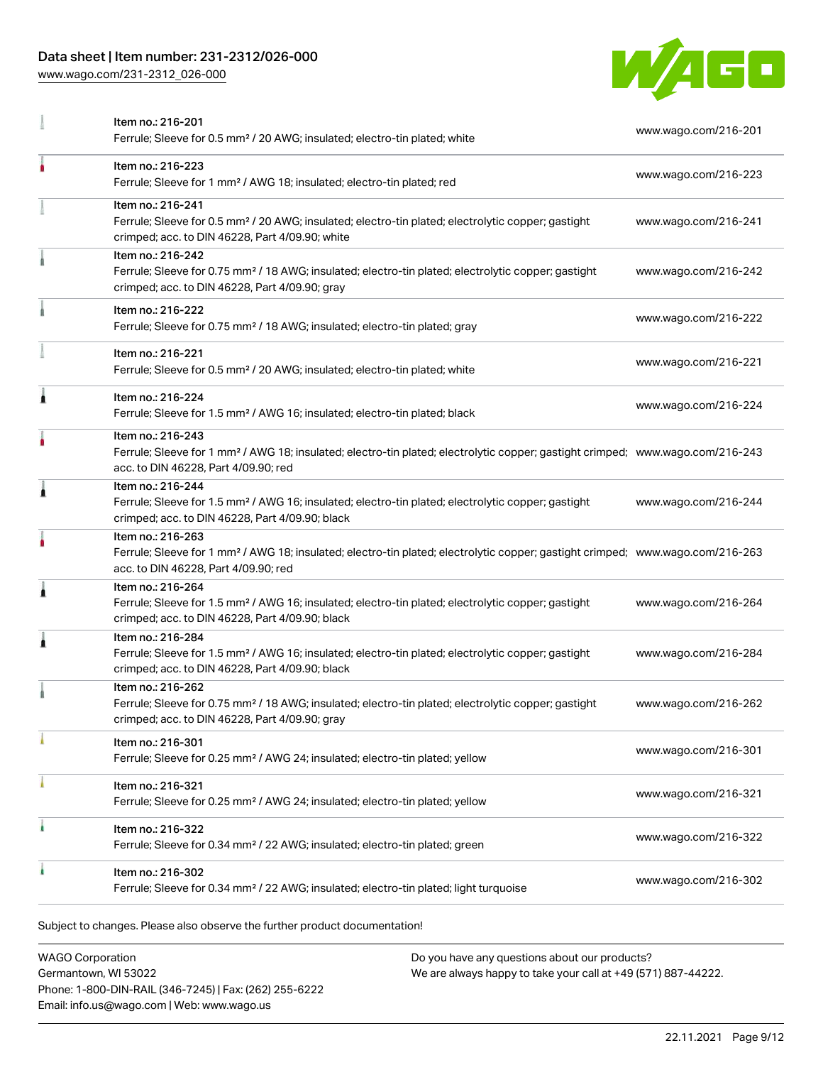| Item | Link |
| --- | --- |
| Item no.: 216-201<br>Ferrule; Sleeve for 0.5 mm² / 20 AWG; insulated; electro-tin plated; white | www.wago.com/216-201 |
| Item no.: 216-223<br>Ferrule; Sleeve for 1 mm² / AWG 18; insulated; electro-tin plated; red | www.wago.com/216-223 |
| Item no.: 216-241<br>Ferrule; Sleeve for 0.5 mm² / 20 AWG; insulated; electro-tin plated; electrolytic copper; gastight crimped; acc. to DIN 46228, Part 4/09.90; white | www.wago.com/216-241 |
| Item no.: 216-242<br>Ferrule; Sleeve for 0.75 mm² / 18 AWG; insulated; electro-tin plated; electrolytic copper; gastight crimped; acc. to DIN 46228, Part 4/09.90; gray | www.wago.com/216-242 |
| Item no.: 216-222<br>Ferrule; Sleeve for 0.75 mm² / 18 AWG; insulated; electro-tin plated; gray | www.wago.com/216-222 |
| Item no.: 216-221<br>Ferrule; Sleeve for 0.5 mm² / 20 AWG; insulated; electro-tin plated; white | www.wago.com/216-221 |
| Item no.: 216-224<br>Ferrule; Sleeve for 1.5 mm² / AWG 16; insulated; electro-tin plated; black | www.wago.com/216-224 |
| Item no.: 216-243<br>Ferrule; Sleeve for 1 mm² / AWG 18; insulated; electro-tin plated; electrolytic copper; gastight crimped; acc. to DIN 46228, Part 4/09.90; red | www.wago.com/216-243 |
| Item no.: 216-244<br>Ferrule; Sleeve for 1.5 mm² / AWG 16; insulated; electro-tin plated; electrolytic copper; gastight crimped; acc. to DIN 46228, Part 4/09.90; black | www.wago.com/216-244 |
| Item no.: 216-263<br>Ferrule; Sleeve for 1 mm² / AWG 18; insulated; electro-tin plated; electrolytic copper; gastight crimped; acc. to DIN 46228, Part 4/09.90; red | www.wago.com/216-263 |
| Item no.: 216-264<br>Ferrule; Sleeve for 1.5 mm² / AWG 16; insulated; electro-tin plated; electrolytic copper; gastight crimped; acc. to DIN 46228, Part 4/09.90; black | www.wago.com/216-264 |
| Item no.: 216-284<br>Ferrule; Sleeve for 1.5 mm² / AWG 16; insulated; electro-tin plated; electrolytic copper; gastight crimped; acc. to DIN 46228, Part 4/09.90; black | www.wago.com/216-284 |
| Item no.: 216-262<br>Ferrule; Sleeve for 0.75 mm² / 18 AWG; insulated; electro-tin plated; electrolytic copper; gastight crimped; acc. to DIN 46228, Part 4/09.90; gray | www.wago.com/216-262 |
| Item no.: 216-301<br>Ferrule; Sleeve for 0.25 mm² / AWG 24; insulated; electro-tin plated; yellow | www.wago.com/216-301 |
| Item no.: 216-321<br>Ferrule; Sleeve for 0.25 mm² / AWG 24; insulated; electro-tin plated; yellow | www.wago.com/216-321 |
| Item no.: 216-322<br>Ferrule; Sleeve for 0.34 mm² / 22 AWG; insulated; electro-tin plated; green | www.wago.com/216-322 |
| Item no.: 216-302<br>Ferrule; Sleeve for 0.34 mm² / 22 AWG; insulated; electro-tin plated; light turquoise | www.wago.com/216-302 |

Subject to changes. Please also observe the further product documentation!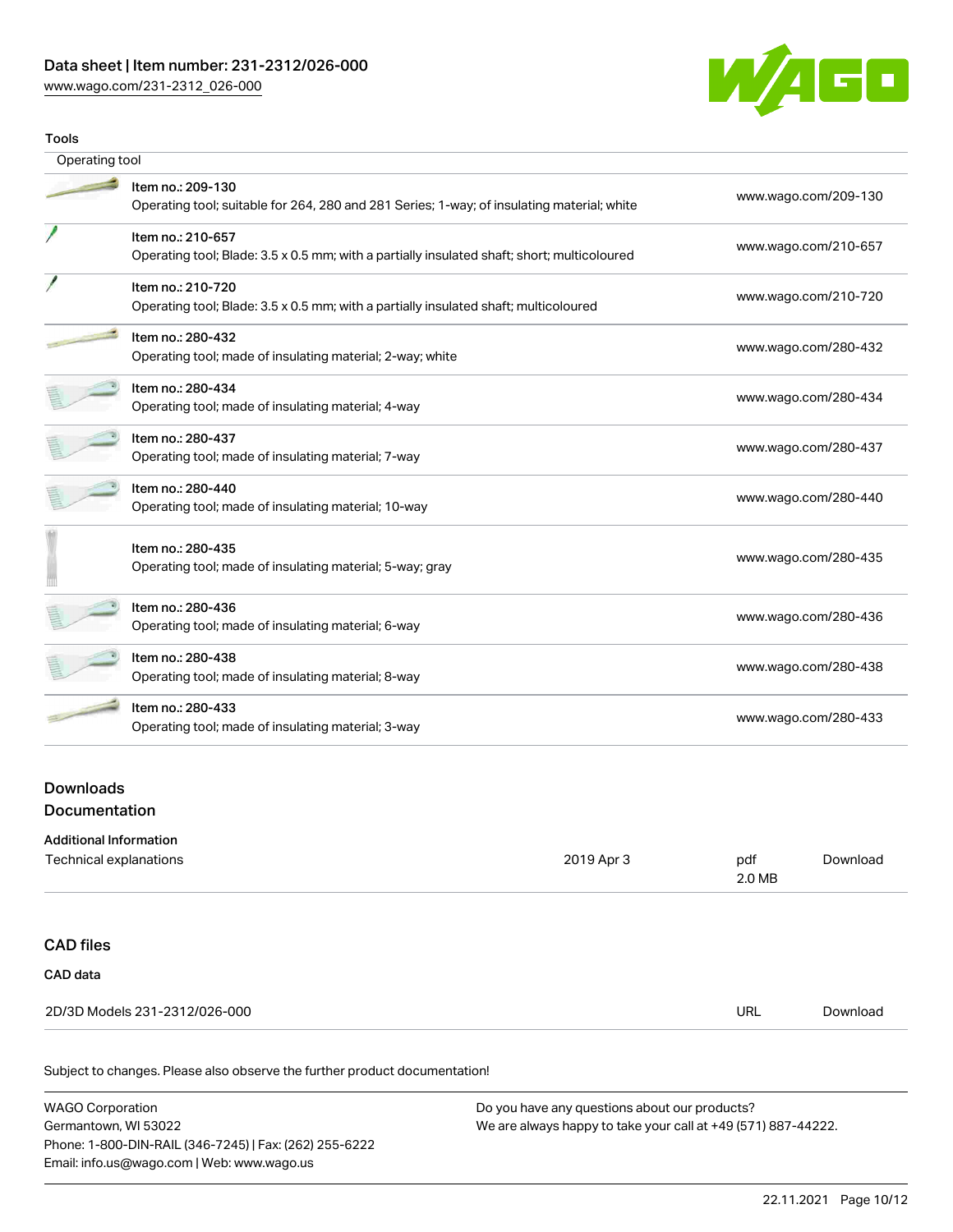### Tools

| Operating tool | |
|---|---|
| Item no.: 209-130<br>Operating tool; suitable for 264, 280 and 281 Series; 1-way; of insulating material; white | www.wago.com/209-130 |
| Item no.: 210-657<br>Operating tool; Blade: 3.5 x 0.5 mm; with a partially insulated shaft; short; multicoloured | www.wago.com/210-657 |
| Item no.: 210-720<br>Operating tool; Blade: 3.5 x 0.5 mm; with a partially insulated shaft; multicoloured | www.wago.com/210-720 |
| Item no.: 280-432<br>Operating tool; made of insulating material; 2-way; white | www.wago.com/280-432 |
| Item no.: 280-434<br>Operating tool; made of insulating material; 4-way | www.wago.com/280-434 |
| Item no.: 280-437<br>Operating tool; made of insulating material; 7-way | www.wago.com/280-437 |
| Item no.: 280-440<br>Operating tool; made of insulating material; 10-way | www.wago.com/280-440 |
| Item no.: 280-435<br>Operating tool; made of insulating material; 5-way; gray | www.wago.com/280-435 |
| Item no.: 280-436<br>Operating tool; made of insulating material; 6-way | www.wago.com/280-436 |
| Item no.: 280-438<br>Operating tool; made of insulating material; 8-way | www.wago.com/280-438 |
| Item no.: 280-433<br>Operating tool; made of insulating material; 3-way | www.wago.com/280-433 |

## Downloads

## Documentation

### Additional Information

| Technical explanations | 2019 Apr 3 | pdf<br>2.0 MB | Download |
|---|---|---|---|

## CAD files

### CAD data

| 2D/3D Models 231-2312/026-000 | URL | Download |
|---|---|---|

Subject to changes. Please also observe the further product documentation!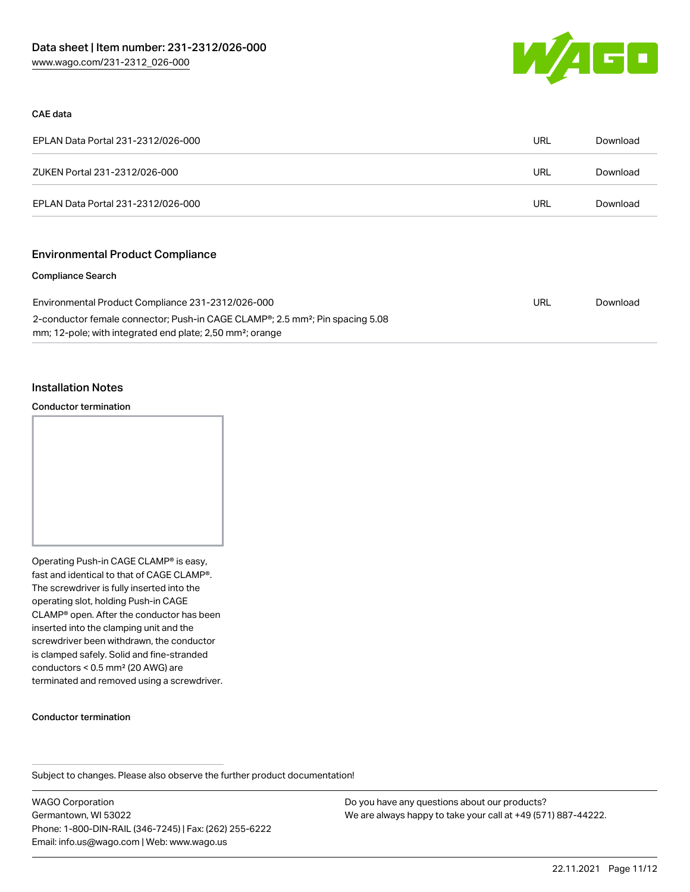### CAE data

| | | |
|---|---|---|
| EPLAN Data Portal 231-2312/026-000 | URL | Download |
| ZUKEN Portal 231-2312/026-000 | URL | Download |
| EPLAN Data Portal 231-2312/026-000 | URL | Download |

## Environmental Product Compliance

### Compliance Search

| | | |
|---|---|---|
| Environmental Product Compliance 231-2312/026-000<br>2-conductor female connector; Push-in CAGE CLAMP®; 2.5 mm²; Pin spacing 5.08 mm; 12-pole; with integrated end plate; 2,50 mm²; orange | URL | Download |

## Installation Notes

### Conductor termination

Operating Push-in CAGE CLAMP® is easy, fast and identical to that of CAGE CLAMP®. The screwdriver is fully inserted into the operating slot, holding Push-in CAGE CLAMP® open. After the conductor has been inserted into the clamping unit and the screwdriver been withdrawn, the conductor is clamped safely. Solid and fine-stranded conductors < 0.5 mm² (20 AWG) are terminated and removed using a screwdriver.

### Conductor termination

Subject to changes. Please also observe the further product documentation!

WAGO Corporation
Germantown, WI 53022
Phone: 1-800-DIN-RAIL (346-7245) | Fax: (262) 255-6222
Email: info.us@wago.com | Web: www.wago.us

Do you have any questions about our products?
We are always happy to take your call at +49 (571) 887-44222.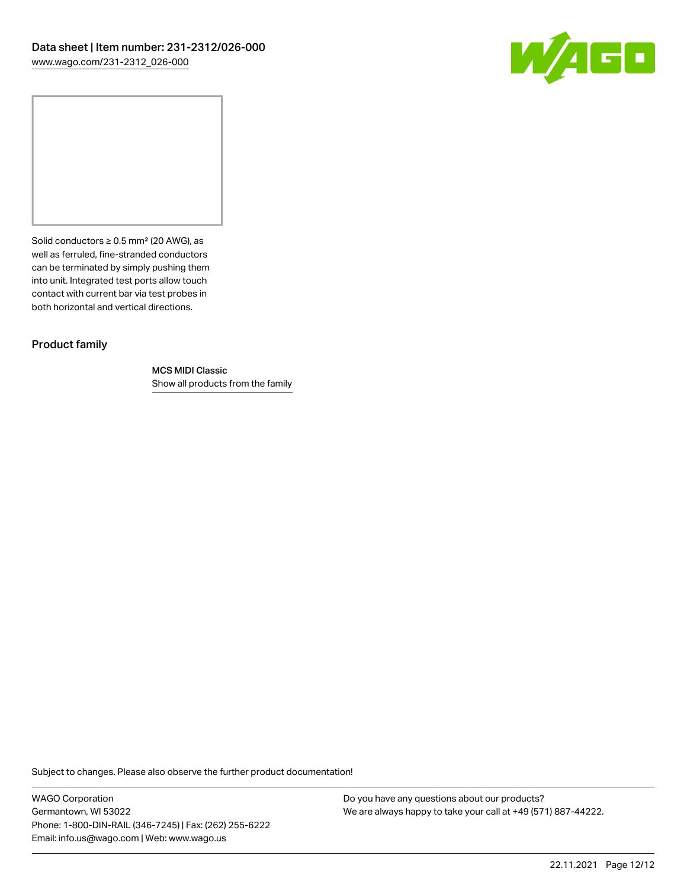Solid conductors ≥ 0.5 mm² (20 AWG), as well as ferruled, fine-stranded conductors can be terminated by simply pushing them into unit. Integrated test ports allow touch contact with current bar via test probes in both horizontal and vertical directions.

## Product family

MCS MIDI Classic
Show all products from the family

Subject to changes. Please also observe the further product documentation!

WAGO Corporation
Germantown, WI 53022
Phone: 1-800-DIN-RAIL (346-7245) | Fax: (262) 255-6222
Email: info.us@wago.com | Web: www.wago.us

Do you have any questions about our products?
We are always happy to take your call at +49 (571) 887-44222.